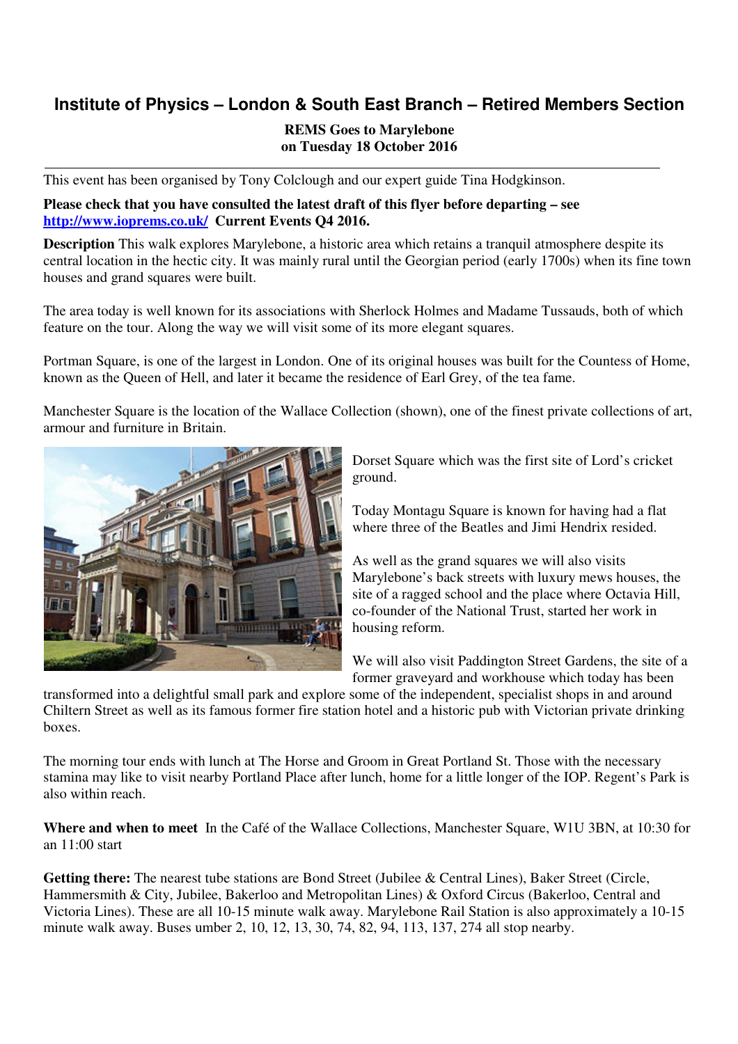# Institute of Physics – London & South East Branch – Retired Members Section

**REMS Goes to Marylebone**
**on Tuesday 18 October 2016**

---

This event has been organised by Tony Colclough and our expert guide Tina Hodgkinson.

**Please check that you have consulted the latest draft of this flyer before departing – see [http://www.ioprems.co.uk/](http://www.ioprems.co.uk/) Current Events Q4 2016.**

**Description** This walk explores Marylebone, a historic area which retains a tranquil atmosphere despite its central location in the hectic city. It was mainly rural until the Georgian period (early 1700s) when its fine town houses and grand squares were built.

The area today is well known for its associations with Sherlock Holmes and Madame Tussauds, both of which feature on the tour. Along the way we will visit some of its more elegant squares.

Portman Square, is one of the largest in London. One of its original houses was built for the Countess of Home, known as the Queen of Hell, and later it became the residence of Earl Grey, of the tea fame.

Manchester Square is the location of the Wallace Collection (shown), one of the finest private collections of art, armour and furniture in Britain.

Dorset Square which was the first site of Lord's cricket ground.

Today Montagu Square is known for having had a flat where three of the Beatles and Jimi Hendrix resided.

As well as the grand squares we will also visits Marylebone's back streets with luxury mews houses, the site of a ragged school and the place where Octavia Hill, co-founder of the National Trust, started her work in housing reform.

We will also visit Paddington Street Gardens, the site of a former graveyard and workhouse which today has been transformed into a delightful small park and explore some of the independent, specialist shops in and around Chiltern Street as well as its famous former fire station hotel and a historic pub with Victorian private drinking boxes.

The morning tour ends with lunch at The Horse and Groom in Great Portland St. Those with the necessary stamina may like to visit nearby Portland Place after lunch, home for a little longer of the IOP. Regent's Park is also within reach.

**Where and when to meet** In the Café of the Wallace Collections, Manchester Square, W1U 3BN, at 10:30 for an 11:00 start

**Getting there:** The nearest tube stations are Bond Street (Jubilee & Central Lines), Baker Street (Circle, Hammersmith & City, Jubilee, Bakerloo and Metropolitan Lines) & Oxford Circus (Bakerloo, Central and Victoria Lines). These are all 10-15 minute walk away. Marylebone Rail Station is also approximately a 10-15 minute walk away. Buses umber 2, 10, 12, 13, 30, 74, 82, 94, 113, 137, 274 all stop nearby.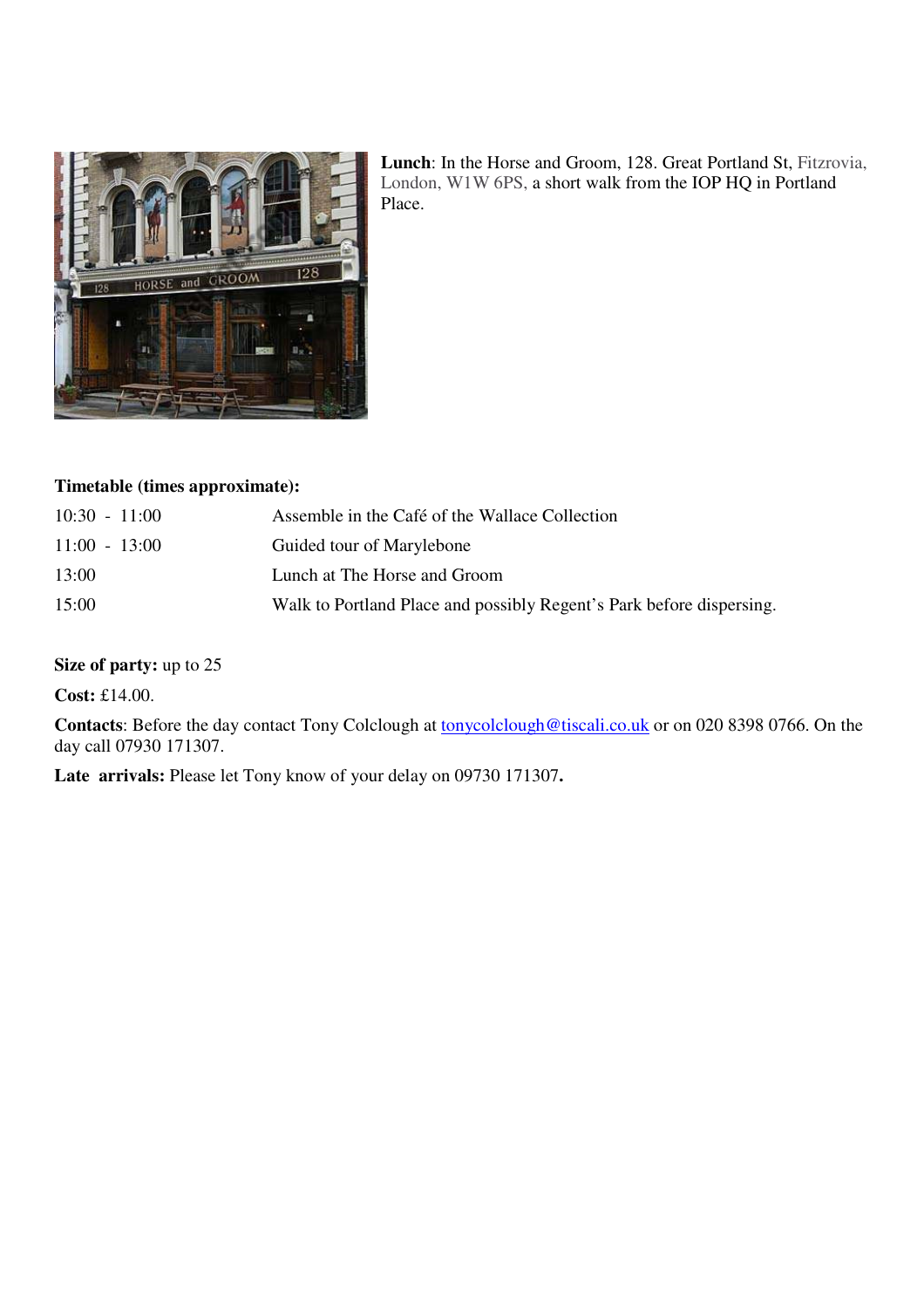**Lunch**: In the Horse and Groom, 128. Great Portland St, Fitzrovia, London, W1W 6PS, a short walk from the IOP HQ in Portland Place.

**Timetable (times approximate):**

| | |
|---|---|
| 10:30 - 11:00 | Assemble in the Café of the Wallace Collection |
| 11:00 - 13:00 | Guided tour of Marylebone |
| 13:00 | Lunch at The Horse and Groom |
| 15:00 | Walk to Portland Place and possibly Regent's Park before dispersing. |

**Size of party:** up to 25

**Cost:** £14.00.

**Contacts**: Before the day contact Tony Colclough at tonycolclough@tiscali.co.uk or on 020 8398 0766. On the day call 07930 171307.

**Late arrivals:** Please let Tony know of your delay on 09730 171307**.**